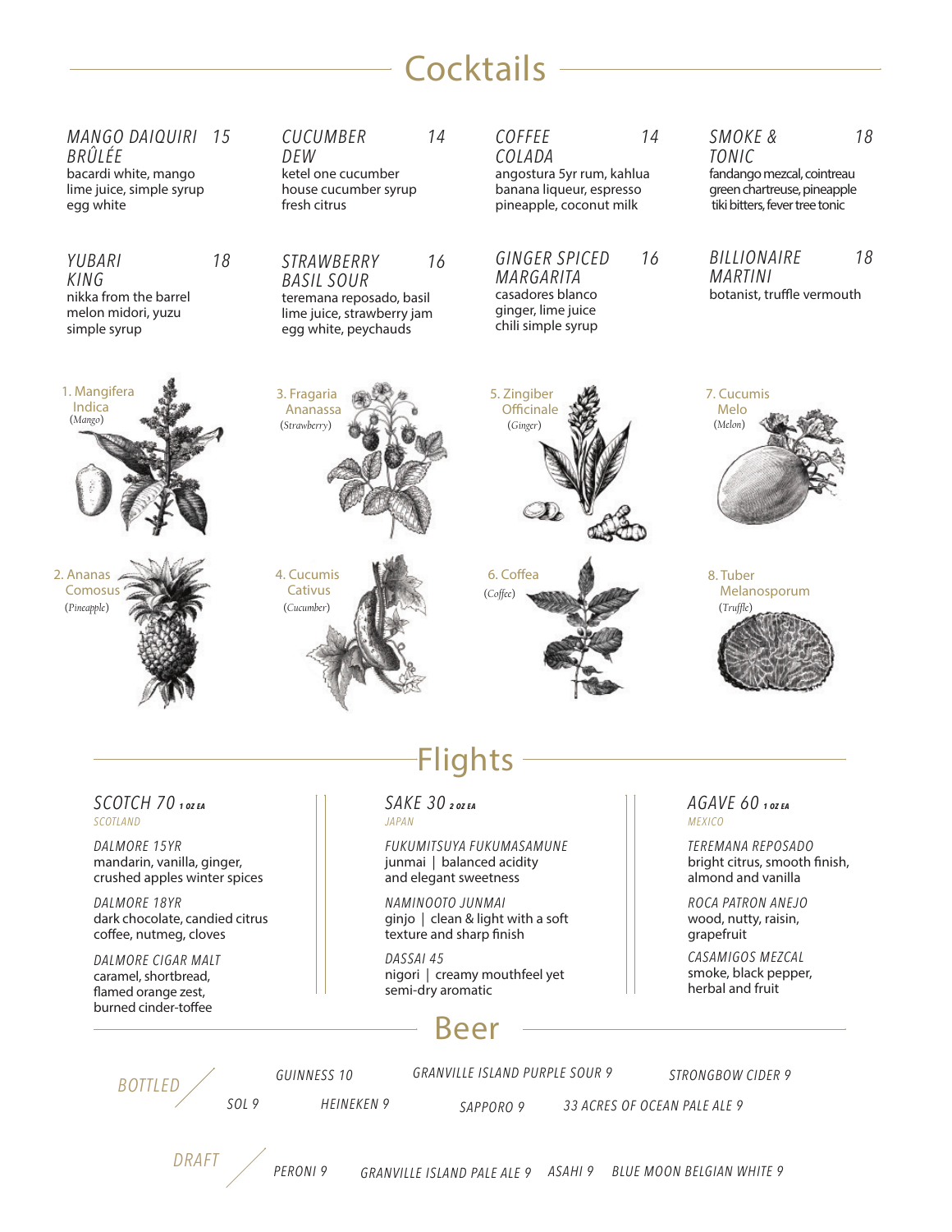# Cocktails

*MANGO DAIQUIRI BRÛLÉE* 15
bacardi white, mango
lime juice, simple syrup
egg white

*CUCUMBER DEW* 14
ketel one cucumber
house cucumber syrup
fresh citrus

*COFFEE COLADA* 14
angostura 5yr rum, kahlua
banana liqueur, espresso
pineapple, coconut milk

*SMOKE & TONIC* 18
fandango mezcal, cointreau
green chartreuse, pineapple
tiki bitters, fever tree tonic

*YUBARI KING* 18
nikka from the barrel
melon midori, yuzu
simple syrup

*STRAWBERRY BASIL SOUR* 16
teremana reposado, basil
lime juice, strawberry jam
egg white, peychauds

*GINGER SPICED MARGARITA* 16
casadores blanco
ginger, lime juice
chili simple syrup

*BILLIONAIRE MARTINI* 18
botanist, truffle vermouth

1. Mangifera Indica (*Mango*)

2. Ananas Comosus (*Pineapple*)

3. Fragaria Ananassa (*Strawberry*)

4. Cucumis Cativus (*Cucumber*)

5. Zingiber Officinale (*Ginger*)

6. Coffea (*Coffee*)

7. Cucumis Melo (*Melon*)

8. Tuber Melanosporum (*Truffle*)

# Flights

*SCOTCH 70* *1 OZ EA*
*SCOTLAND*

*DALMORE 15YR*
mandarin, vanilla, ginger,
crushed apples winter spices

*DALMORE 18YR*
dark chocolate, candied citrus
coffee, nutmeg, cloves

*DALMORE CIGAR MALT*
caramel, shortbread,
flamed orange zest,
burned cinder-toffee

*SAKE 30* *2 OZ EA*
*JAPAN*

*FUKUMITSUYA FUKUMASAMUNE*
junmai | balanced acidity
and elegant sweetness

*NAMINOOTO JUNMAI*
ginjo | clean & light with a soft
texture and sharp finish

*DASSAI 45*
nigori | creamy mouthfeel yet
semi-dry aromatic

*AGAVE 60* *1 OZ EA*
*MEXICO*

*TEREMANA REPOSADO*
bright citrus, smooth finish,
almond and vanilla

*ROCA PATRON ANEJO*
wood, nutty, raisin,
grapefruit

*CASAMIGOS MEZCAL*
smoke, black pepper,
herbal and fruit

# Beer

*BOTTLED*

*GUINNESS 10*
*GRANVILLE ISLAND PURPLE SOUR 9*
*STRONGBOW CIDER 9*
*SOL 9*
*HEINEKEN 9*
*SAPPORO 9*
*33 ACRES OF OCEAN PALE ALE 9*

*DRAFT*

*PERONI 9*
*GRANVILLE ISLAND PALE ALE 9*
*ASAHI 9*
*BLUE MOON BELGIAN WHITE 9*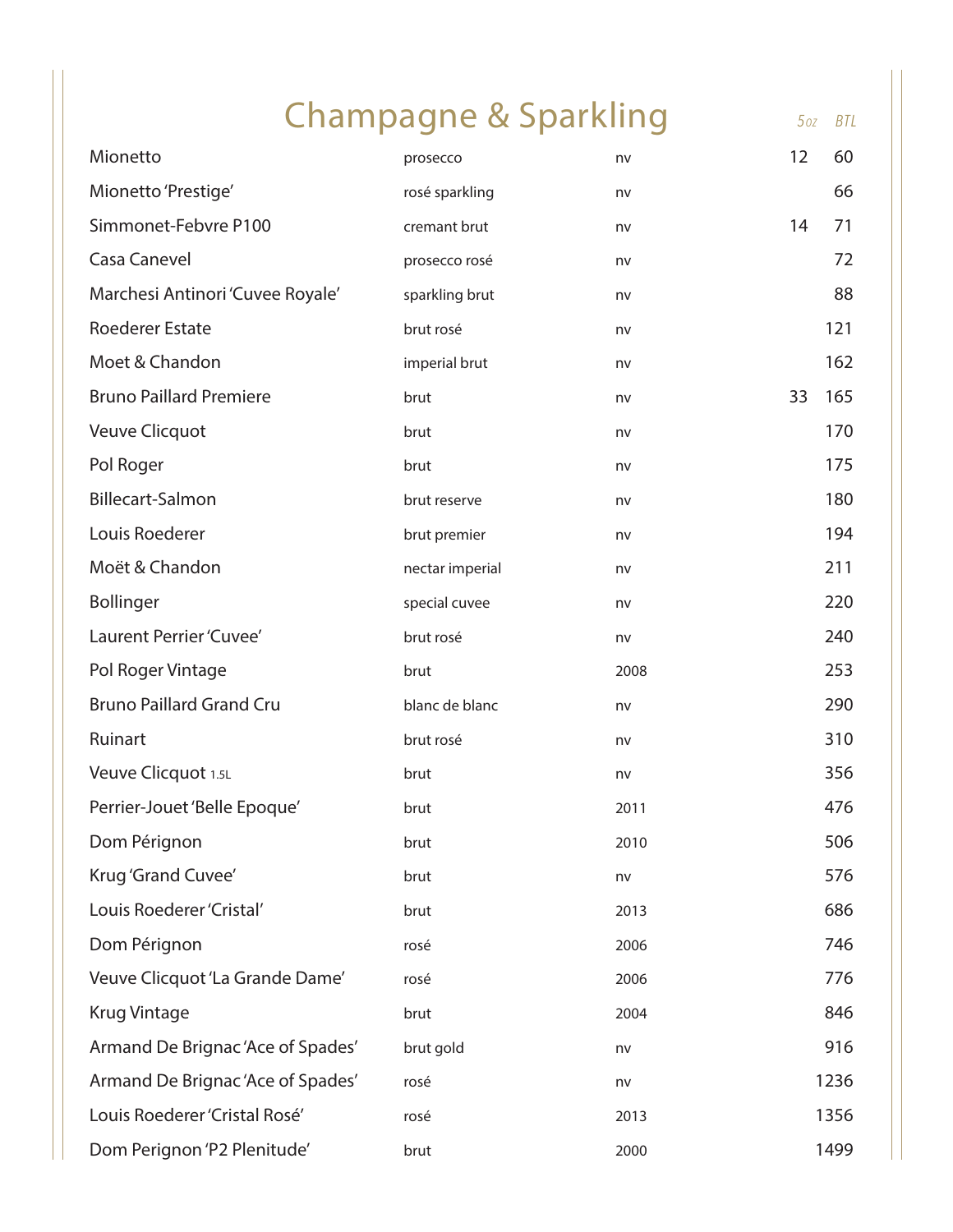# Champagne & Sparkling

| | | | 5oz | BTL |
|---|---|---|---|---|
| Mionetto | prosecco | nv | 12 | 60 |
| Mionetto 'Prestige' | rosé sparkling | nv | | 66 |
| Simmonet-Febvre P100 | cremant brut | nv | 14 | 71 |
| Casa Canevel | prosecco rosé | nv | | 72 |
| Marchesi Antinori 'Cuvee Royale' | sparkling brut | nv | | 88 |
| Roederer Estate | brut rosé | nv | | 121 |
| Moet & Chandon | imperial brut | nv | | 162 |
| Bruno Paillard Premiere | brut | nv | 33 | 165 |
| Veuve Clicquot | brut | nv | | 170 |
| Pol Roger | brut | nv | | 175 |
| Billecart-Salmon | brut reserve | nv | | 180 |
| Louis Roederer | brut premier | nv | | 194 |
| Moët & Chandon | nectar imperial | nv | | 211 |
| Bollinger | special cuvee | nv | | 220 |
| Laurent Perrier 'Cuvee' | brut rosé | nv | | 240 |
| Pol Roger Vintage | brut | 2008 | | 253 |
| Bruno Paillard Grand Cru | blanc de blanc | nv | | 290 |
| Ruinart | brut rosé | nv | | 310 |
| Veuve Clicquot 1.5L | brut | nv | | 356 |
| Perrier-Jouet 'Belle Epoque' | brut | 2011 | | 476 |
| Dom Pérignon | brut | 2010 | | 506 |
| Krug 'Grand Cuvee' | brut | nv | | 576 |
| Louis Roederer 'Cristal' | brut | 2013 | | 686 |
| Dom Pérignon | rosé | 2006 | | 746 |
| Veuve Clicquot 'La Grande Dame' | rosé | 2006 | | 776 |
| Krug Vintage | brut | 2004 | | 846 |
| Armand De Brignac 'Ace of Spades' | brut gold | nv | | 916 |
| Armand De Brignac 'Ace of Spades' | rosé | nv | | 1236 |
| Louis Roederer 'Cristal Rosé' | rosé | 2013 | | 1356 |
| Dom Perignon 'P2 Plenitude' | brut | 2000 | | 1499 |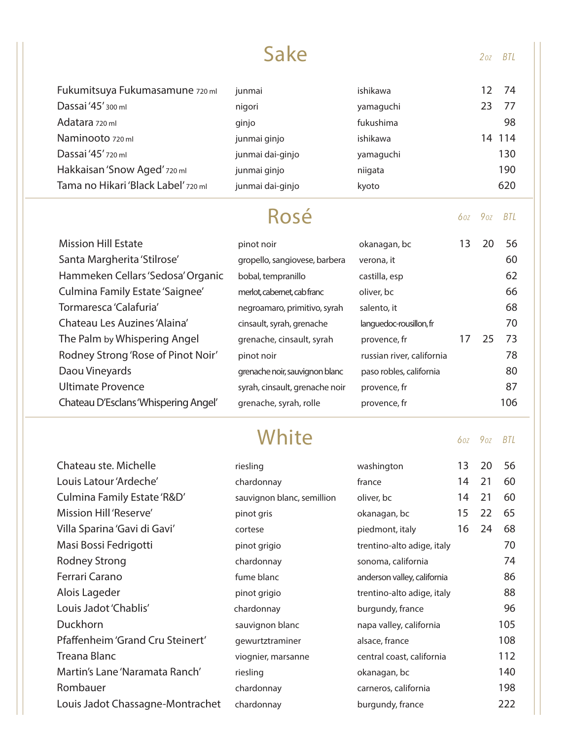## Sake

| | | | 2oz | BTL |
|---|---|---|---|---|
| Fukumitsuya Fukumasamune 720 ml | junmai | ishikawa | 12 | 74 |
| Dassai '45' 300 ml | nigori | yamaguchi | 23 | 77 |
| Adatara 720 ml | ginjo | fukushima | | 98 |
| Naminooto 720 ml | junmai ginjo | ishikawa | 14 | 114 |
| Dassai '45' 720 ml | junmai dai-ginjo | yamaguchi | | 130 |
| Hakkaisan 'Snow Aged' 720 ml | junmai ginjo | niigata | | 190 |
| Tama no Hikari 'Black Label' 720 ml | junmai dai-ginjo | kyoto | | 620 |

## Rosé

| | | | 6oz | 9oz | BTL |
|---|---|---|---|---|---|
| Mission Hill Estate | pinot noir | okanagan, bc | 13 | 20 | 56 |
| Santa Margherita 'Stilrose' | gropello, sangiovese, barbera | verona, it | | | 60 |
| Hammeken Cellars 'Sedosa' Organic | bobal, tempranillo | castilla, esp | | | 62 |
| Culmina Family Estate 'Saignee' | merlot, cabernet, cab franc | oliver, bc | | | 66 |
| Tormaresca 'Calafuria' | negroamaro, primitivo, syrah | salento, it | | | 68 |
| Chateau Les Auzines 'Alaina' | cinsault, syrah, grenache | languedoc-rousillon, fr | | | 70 |
| The Palm by Whispering Angel | grenache, cinsault, syrah | provence, fr | 17 | 25 | 73 |
| Rodney Strong 'Rose of Pinot Noir' | pinot noir | russian river, california | | | 78 |
| Daou Vineyards | grenache noir, sauvignon blanc | paso robles, california | | | 80 |
| Ultimate Provence | syrah, cinsault, grenache noir | provence, fr | | | 87 |
| Chateau D'Esclans 'Whispering Angel' | grenache, syrah, rolle | provence, fr | | | 106 |

## White

| | | | 6oz | 9oz | BTL |
|---|---|---|---|---|---|
| Chateau ste. Michelle | riesling | washington | 13 | 20 | 56 |
| Louis Latour 'Ardeche' | chardonnay | france | 14 | 21 | 60 |
| Culmina Family Estate 'R&D' | sauvignon blanc, semillion | oliver, bc | 14 | 21 | 60 |
| Mission Hill 'Reserve' | pinot gris | okanagan, bc | 15 | 22 | 65 |
| Villa Sparina 'Gavi di Gavi' | cortese | piedmont, italy | 16 | 24 | 68 |
| Masi Bossi Fedrigotti | pinot grigio | trentino-alto adige, italy | | | 70 |
| Rodney Strong | chardonnay | sonoma, california | | | 74 |
| Ferrari Carano | fume blanc | anderson valley, california | | | 86 |
| Alois Lageder | pinot grigio | trentino-alto adige, italy | | | 88 |
| Louis Jadot 'Chablis' | chardonnay | burgundy, france | | | 96 |
| Duckhorn | sauvignon blanc | napa valley, california | | | 105 |
| Pfaffenheim 'Grand Cru Steinert' | gewurztraminer | alsace, france | | | 108 |
| Treana Blanc | viognier, marsanne | central coast, california | | | 112 |
| Martin's Lane 'Naramata Ranch' | riesling | okanagan, bc | | | 140 |
| Rombauer | chardonnay | carneros, california | | | 198 |
| Louis Jadot Chassagne-Montrachet | chardonnay | burgundy, france | | | 222 |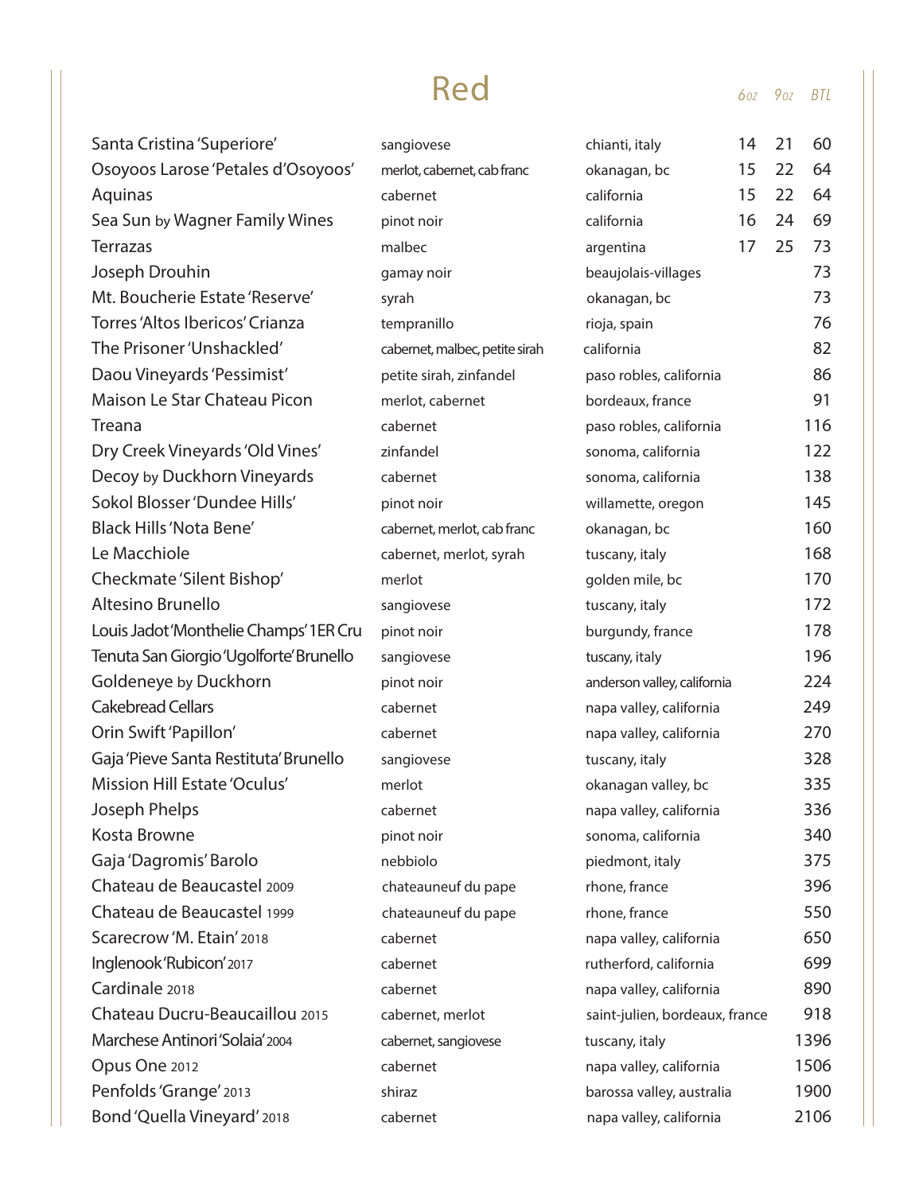# Red

| | | | 6oz | 9oz | BTL |
|---|---|---|---|---|---|
| Santa Cristina 'Superiore' | sangiovese | chianti, italy | 14 | 21 | 60 |
| Osoyoos Larose 'Petales d'Osoyoos' | merlot, cabernet, cab franc | okanagan, bc | 15 | 22 | 64 |
| Aquinas | cabernet | california | 15 | 22 | 64 |
| Sea Sun by Wagner Family Wines | pinot noir | california | 16 | 24 | 69 |
| Terrazas | malbec | argentina | 17 | 25 | 73 |
| Joseph Drouhin | gamay noir | beaujolais-villages | | | 73 |
| Mt. Boucherie Estate 'Reserve' | syrah | okanagan, bc | | | 73 |
| Torres 'Altos Ibericos' Crianza | tempranillo | rioja, spain | | | 76 |
| The Prisoner 'Unshackled' | cabernet, malbec, petite sirah | california | | | 82 |
| Daou Vineyards 'Pessimist' | petite sirah, zinfandel | paso robles, california | | | 86 |
| Maison Le Star Chateau Picon | merlot, cabernet | bordeaux, france | | | 91 |
| Treana | cabernet | paso robles, california | | | 116 |
| Dry Creek Vineyards 'Old Vines' | zinfandel | sonoma, california | | | 122 |
| Decoy by Duckhorn Vineyards | cabernet | sonoma, california | | | 138 |
| Sokol Blosser 'Dundee Hills' | pinot noir | willamette, oregon | | | 145 |
| Black Hills 'Nota Bene' | cabernet, merlot, cab franc | okanagan, bc | | | 160 |
| Le Macchiole | cabernet, merlot, syrah | tuscany, italy | | | 168 |
| Checkmate 'Silent Bishop' | merlot | golden mile, bc | | | 170 |
| Altesino Brunello | sangiovese | tuscany, italy | | | 172 |
| Louis Jadot 'Monthelie Champs' 1ER Cru | pinot noir | burgundy, france | | | 178 |
| Tenuta San Giorgio 'Ugolforte' Brunello | sangiovese | tuscany, italy | | | 196 |
| Goldeneye by Duckhorn | pinot noir | anderson valley, california | | | 224 |
| Cakebread Cellars | cabernet | napa valley, california | | | 249 |
| Orin Swift 'Papillon' | cabernet | napa valley, california | | | 270 |
| Gaja 'Pieve Santa Restituta' Brunello | sangiovese | tuscany, italy | | | 328 |
| Mission Hill Estate 'Oculus' | merlot | okanagan valley, bc | | | 335 |
| Joseph Phelps | cabernet | napa valley, california | | | 336 |
| Kosta Browne | pinot noir | sonoma, california | | | 340 |
| Gaja 'Dagromis' Barolo | nebbiolo | piedmont, italy | | | 375 |
| Chateau de Beaucastel 2009 | chateauneuf du pape | rhone, france | | | 396 |
| Chateau de Beaucastel 1999 | chateauneuf du pape | rhone, france | | | 550 |
| Scarecrow 'M. Etain' 2018 | cabernet | napa valley, california | | | 650 |
| Inglenook 'Rubicon' 2017 | cabernet | rutherford, california | | | 699 |
| Cardinale 2018 | cabernet | napa valley, california | | | 890 |
| Chateau Ducru-Beaucaillou 2015 | cabernet, merlot | saint-julien, bordeaux, france | | | 918 |
| Marchese Antinori 'Solaia' 2004 | cabernet, sangiovese | tuscany, italy | | | 1396 |
| Opus One 2012 | cabernet | napa valley, california | | | 1506 |
| Penfolds 'Grange' 2013 | shiraz | barossa valley, australia | | | 1900 |
| Bond 'Quella Vineyard' 2018 | cabernet | napa valley, california | | | 2106 |